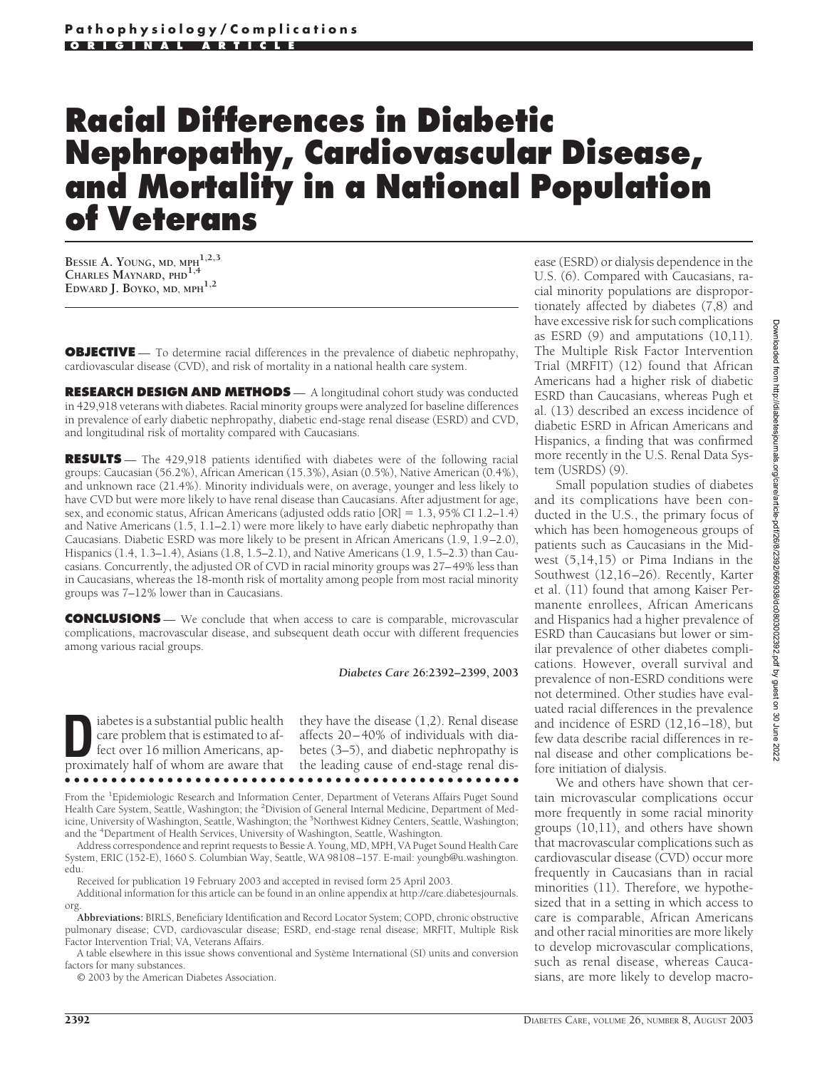Pathophysiology/Complications

ORIGINAL ARTICLE

# Racial Differences in Diabetic Nephropathy, Cardiovascular Disease, and Mortality in a National Population of Veterans

BESSIE A. YOUNG, MD, MPH[1,2,3]
CHARLES MAYNARD, PHD[1,4]
EDWARD J. BOYKO, MD, MPH[1,2]

**OBJECTIVE** — To determine racial differences in the prevalence of diabetic nephropathy, cardiovascular disease (CVD), and risk of mortality in a national health care system.

**RESEARCH DESIGN AND METHODS** — A longitudinal cohort study was conducted in 429,918 veterans with diabetes. Racial minority groups were analyzed for baseline differences in prevalence of early diabetic nephropathy, diabetic end-stage renal disease (ESRD) and CVD, and longitudinal risk of mortality compared with Caucasians.

**RESULTS** — The 429,918 patients identified with diabetes were of the following racial groups: Caucasian (56.2%), African American (15.3%), Asian (0.5%), Native American (0.4%), and unknown race (21.4%). Minority individuals were, on average, younger and less likely to have CVD but were more likely to have renal disease than Caucasians. After adjustment for age, sex, and economic status, African Americans (adjusted odds ratio [OR] = 1.3, 95% CI 1.2–1.4) and Native Americans (1.5, 1.1–2.1) were more likely to have early diabetic nephropathy than Caucasians. Diabetic ESRD was more likely to be present in African Americans (1.9, 1.9–2.0), Hispanics (1.4, 1.3–1.4), Asians (1.8, 1.5–2.1), and Native Americans (1.9, 1.5–2.3) than Caucasians. Concurrently, the adjusted OR of CVD in racial minority groups was 27–49% less than in Caucasians, whereas the 18-month risk of mortality among people from most racial minority groups was 7–12% lower than in Caucasians.

**CONCLUSIONS** — We conclude that when access to care is comparable, microvascular complications, macrovascular disease, and subsequent death occur with different frequencies among various racial groups.

*Diabetes Care* **26:2392–2399, 2003**

Diabetes is a substantial public health care problem that is estimated to affect over 16 million Americans, approximately half of whom are aware that they have the disease (1,2). Renal disease affects 20–40% of individuals with diabetes (3–5), and diabetic nephropathy is the leading cause of end-stage renal disease (ESRD) or dialysis dependence in the U.S. (6). Compared with Caucasians, racial minority populations are disproportionately affected by diabetes (7,8) and have excessive risk for such complications as ESRD (9) and amputations (10,11). The Multiple Risk Factor Intervention Trial (MRFIT) (12) found that African Americans had a higher risk of diabetic ESRD than Caucasians, whereas Pugh et al. (13) described an excess incidence of diabetic ESRD in African Americans and Hispanics, a finding that was confirmed more recently in the U.S. Renal Data System (USRDS) (9).

Small population studies of diabetes and its complications have been conducted in the U.S., the primary focus of which has been homogeneous groups of patients such as Caucasians in the Midwest (5,14,15) or Pima Indians in the Southwest (12,16–26). Recently, Karter et al. (11) found that among Kaiser Permanente enrollees, African Americans and Hispanics had a higher prevalence of ESRD than Caucasians but lower or similar prevalence of other diabetes complications. However, overall survival and prevalence of non-ESRD conditions were not determined. Other studies have evaluated racial differences in the prevalence and incidence of ESRD (12,16–18), but few data describe racial differences in renal disease and other complications before initiation of dialysis.

We and others have shown that certain microvascular complications occur more frequently in some racial minority groups (10,11), and others have shown that macrovascular complications such as cardiovascular disease (CVD) occur more frequently in Caucasians than in racial minorities (11). Therefore, we hypothesized that in a setting in which access to care is comparable, African Americans and other racial minorities are more likely to develop microvascular complications, such as renal disease, whereas Caucasians, are more likely to develop macro-

From the [1]Epidemiologic Research and Information Center, Department of Veterans Affairs Puget Sound Health Care System, Seattle, Washington; the [2]Division of General Internal Medicine, Department of Medicine, University of Washington, Seattle, Washington; the [3]Northwest Kidney Centers, Seattle, Washington; and the [4]Department of Health Services, University of Washington, Seattle, Washington.

Address correspondence and reprint requests to Bessie A. Young, MD, MPH, VA Puget Sound Health Care System, ERIC (152-E), 1660 S. Columbian Way, Seattle, WA 98108–157. E-mail: youngb@u.washington.edu.

Received for publication 19 February 2003 and accepted in revised form 25 April 2003.

Additional information for this article can be found in an online appendix at http://care.diabetesjournals.org.

**Abbreviations:** BIRLS, Beneficiary Identification and Record Locator System; COPD, chronic obstructive pulmonary disease; CVD, cardiovascular disease; ESRD, end-stage renal disease; MRFIT, Multiple Risk Factor Intervention Trial; VA, Veterans Affairs.

A table elsewhere in this issue shows conventional and Système International (SI) units and conversion factors for many substances.

© 2003 by the American Diabetes Association.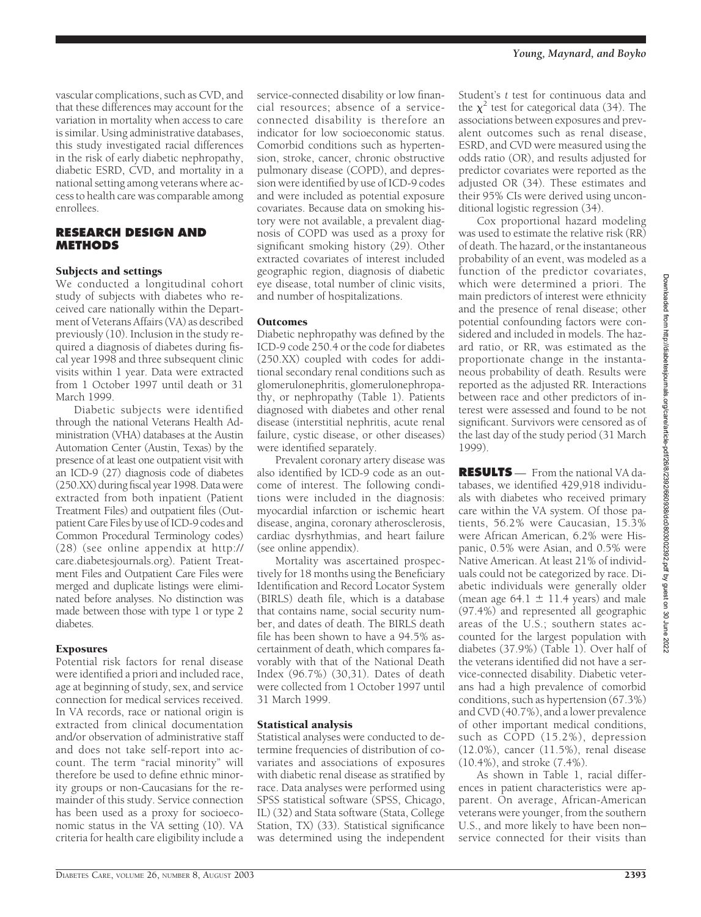vascular complications, such as CVD, and that these differences may account for the variation in mortality when access to care is similar. Using administrative databases, this study investigated racial differences in the risk of early diabetic nephropathy, diabetic ESRD, CVD, and mortality in a national setting among veterans where access to health care was comparable among enrollees.

## RESEARCH DESIGN AND METHODS

### Subjects and settings

We conducted a longitudinal cohort study of subjects with diabetes who received care nationally within the Department of Veterans Affairs (VA) as described previously (10). Inclusion in the study required a diagnosis of diabetes during fiscal year 1998 and three subsequent clinic visits within 1 year. Data were extracted from 1 October 1997 until death or 31 March 1999.

Diabetic subjects were identified through the national Veterans Health Administration (VHA) databases at the Austin Automation Center (Austin, Texas) by the presence of at least one outpatient visit with an ICD-9 (27) diagnosis code of diabetes (250.XX) during fiscal year 1998. Data were extracted from both inpatient (Patient Treatment Files) and outpatient files (Outpatient Care Files by use of ICD-9 codes and Common Procedural Terminology codes) (28) (see online appendix at http://care.diabetesjournals.org). Patient Treatment Files and Outpatient Care Files were merged and duplicate listings were eliminated before analyses. No distinction was made between those with type 1 or type 2 diabetes.

### Exposures

Potential risk factors for renal disease were identified a priori and included race, age at beginning of study, sex, and service connection for medical services received. In VA records, race or national origin is extracted from clinical documentation and/or observation of administrative staff and does not take self-report into account. The term "racial minority" will therefore be used to define ethnic minority groups or non-Caucasians for the remainder of this study. Service connection has been used as a proxy for socioeconomic status in the VA setting (10). VA criteria for health care eligibility include a service-connected disability or low financial resources; absence of a service-connected disability is therefore an indicator for low socioeconomic status. Comorbid conditions such as hypertension, stroke, cancer, chronic obstructive pulmonary disease (COPD), and depression were identified by use of ICD-9 codes and were included as potential exposure covariates. Because data on smoking history were not available, a prevalent diagnosis of COPD was used as a proxy for significant smoking history (29). Other extracted covariates of interest included geographic region, diagnosis of diabetic eye disease, total number of clinic visits, and number of hospitalizations.

### Outcomes

Diabetic nephropathy was defined by the ICD-9 code 250.4 or the code for diabetes (250.XX) coupled with codes for additional secondary renal conditions such as glomerulonephritis, glomerulonephropathy, or nephropathy (Table 1). Patients diagnosed with diabetes and other renal disease (interstitial nephritis, acute renal failure, cystic disease, or other diseases) were identified separately.

Prevalent coronary artery disease was also identified by ICD-9 code as an outcome of interest. The following conditions were included in the diagnosis: myocardial infarction or ischemic heart disease, angina, coronary atherosclerosis, cardiac dysrhythmias, and heart failure (see online appendix).

Mortality was ascertained prospectively for 18 months using the Beneficiary Identification and Record Locator System (BIRLS) death file, which is a database that contains name, social security number, and dates of death. The BIRLS death file has been shown to have a 94.5% ascertainment of death, which compares favorably with that of the National Death Index (96.7%) (30,31). Dates of death were collected from 1 October 1997 until 31 March 1999.

### Statistical analysis

Statistical analyses were conducted to determine frequencies of distribution of covariates and associations of exposures with diabetic renal disease as stratified by race. Data analyses were performed using SPSS statistical software (SPSS, Chicago, IL) (32) and Stata software (Stata, College Station, TX) (33). Statistical significance was determined using the independent Student's *t* test for continuous data and the $\chi^2$ test for categorical data (34). The associations between exposures and prevalent outcomes such as renal disease, ESRD, and CVD were measured using the odds ratio (OR), and results adjusted for predictor covariates were reported as the adjusted OR (34). These estimates and their 95% CIs were derived using unconditional logistic regression (34).

Cox proportional hazard modeling was used to estimate the relative risk (RR) of death. The hazard, or the instantaneous probability of an event, was modeled as a function of the predictor covariates, which were determined a priori. The main predictors of interest were ethnicity and the presence of renal disease; other potential confounding factors were considered and included in models. The hazard ratio, or RR, was estimated as the proportionate change in the instantaneous probability of death. Results were reported as the adjusted RR. Interactions between race and other predictors of interest were assessed and found to be not significant. Survivors were censored as of the last day of the study period (31 March 1999).

## RESULTS

From the national VA databases, we identified 429,918 individuals with diabetes who received primary care within the VA system. Of those patients, 56.2% were Caucasian, 15.3% were African American, 6.2% were Hispanic, 0.5% were Asian, and 0.5% were Native American. At least 21% of individuals could not be categorized by race. Diabetic individuals were generally older (mean age 64.1 ± 11.4 years) and male (97.4%) and represented all geographic areas of the U.S.; southern states accounted for the largest population with diabetes (37.9%) (Table 1). Over half of the veterans identified did not have a service-connected disability. Diabetic veterans had a high prevalence of comorbid conditions, such as hypertension (67.3%) and CVD (40.7%), and a lower prevalence of other important medical conditions, such as COPD (15.2%), depression (12.0%), cancer (11.5%), renal disease (10.4%), and stroke (7.4%).

As shown in Table 1, racial differences in patient characteristics were apparent. On average, African-American veterans were younger, from the southern U.S., and more likely to have been non–service connected for their visits than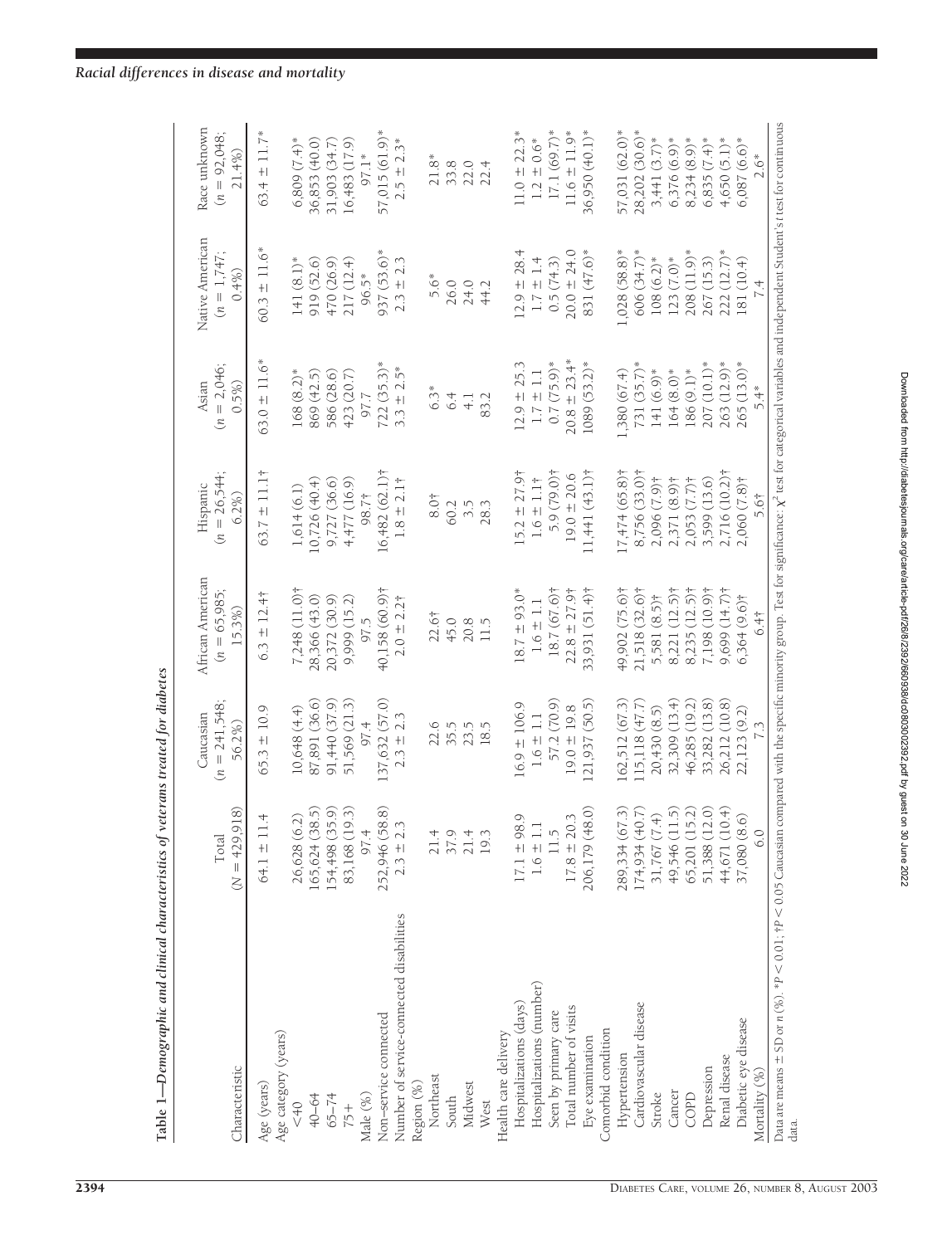**Table 1—Demographic and clinical characteristics of veterans treated for diabetes**

| Characteristic | Total ($N$ = 429,918) | Caucasian ($n$ = 241,548; 56.2%) | African American ($n$ = 65,985; 15.3%) | Hispanic ($n$ = 26,544; 6.2%) | Asian ($n$ = 2,046; 0.5%) | Native American ($n$ = 1,747; 0.4%) | Race unknown ($n$ = 92,048; 21.4%) |
|---|---|---|---|---|---|---|---|
| Age (years) | 64.1 ± 11.4 | 65.3 ± 10.9 | 6.3 ± 12.4† | 63.7 ± 11.1† | 63.0 ± 11.6* | 60.3 ± 11.6* | 63.4 ± 11.7* |
| Age category (years) | | | | | | | |
| <40 | 26,628 (6.2) | 10,648 (4.4) | 7,248 (11.0)† | 1,614 (6.1) | 168 (8.2)* | 141 (8.1)* | 6,809 (7.4)* |
| 40–64 | 165,624 (38.5) | 87,891 (36.6) | 28,366 (43.0) | 10,726 (40.4) | 869 (42.5) | 919 (52.6) | 36,853 (40.0) |
| 65–74 | 154,498 (35.9) | 91,440 (37.9) | 20,372 (30.9) | 9,727 (36.6) | 586 (28.6) | 470 (26.9) | 31,903 (34.7) |
| 75+ | 83,168 (19.3) | 51,569 (21.3) | 9,999 (15.2) | 4,477 (16.9) | 423 (20.7) | 217 (12.4) | 16,483 (17.9) |
| Male (%) | 97.4 | 97.4 | 97.5 | 98.7† | 97.7 | 96.5* | 97.1* |
| Non–service connected | 252,946 (58.8) | 137,632 (57.0) | 40,158 (60.9)† | 16,482 (62.1)† | 722 (35.3)* | 937 (53.6)* | 57,015 (61.9)* |
| Number of service-connected disabilities | 2.3 ± 2.3 | 2.3 ± 2.3 | 2.0 ± 2.2† | 1.8 ± 2.1† | 3.3 ± 2.5* | 2.3 ± 2.3 | 2.5 ± 2.3* |
| Region (%) | | | | | | | |
| Northeast | 21.4 | 22.6 | 22.6† | 8.0† | 6.3* | 5.6* | 21.8* |
| South | 37.9 | 35.5 | 45.0 | 60.2 | 6.4 | 26.0 | 33.8 |
| Midwest | 21.4 | 23.5 | 20.8 | 3.5 | 4.1 | 24.0 | 22.0 |
| West | 19.3 | 18.5 | 11.5 | 28.3 | 83.2 | 44.2 | 22.4 |
| Health care delivery | | | | | | | |
| Hospitalizations (days) | 17.1 ± 98.9 | 16.9 ± 106.9 | 18.7 ± 93.0* | 15.2 ± 27.9† | 12.9 ± 25.3 | 12.9 ± 28.4 | 11.0 ± 22.3* |
| Hospitalizations (number) | 1.6 ± 1.1 | 1.6 ± 1.1 | 1.6 ± 1.1 | 1.6 ± 1.1† | 1.7 ± 1.1 | 1.7 ± 1.4 | 1.2 ± 0.6* |
| Seen by primary care | 11.5 | 57.2 (70.9) | 18.7 (67.6)† | 5.9 (79.0)† | 0.7 (75.9)* | 0.5 (74.3) | 17.1 (69.7)* |
| Total number of visits | 17.8 ± 20.3 | 19.0 ± 19.8 | 22.8 ± 27.9† | 19.0 ± 20.6 | 20.8 ± 23.4* | 20.0 ± 24.0 | 11.6 ± 11.9* |
| Eye examination | 206,179 (48.0) | 121,937 (50.5) | 33,931 (51.4)† | 11,441 (43.1)† | 1089 (53.2)* | 831 (47.6)* | 36,950 (40.1)* |
| Comorbid condition | | | | | | | |
| Hypertension | 289,334 (67.3) | 162,512 (67.3) | 49,902 (75.6)† | 17,474 (65.8)† | 1,380 (67.4) | 1,028 (58.8)* | 57,031 (62.0)* |
| Cardiovascular disease | 174,934 (40.7) | 115,118 (47.7) | 21,518 (32.6)† | 8,756 (33.0)† | 731 (35.7)* | 606 (34.7)* | 28,202 (30.6)* |
| Stroke | 31,767 (7.4) | 20,430 (8.5) | 5,581 (8.5)† | 2,096 (7.9)† | 141 (6.9)* | 108 (6.2)* | 3,441 (3.7)* |
| Cancer | 49,546 (11.5) | 32,309 (13.4) | 8,221 (12.5)† | 2,371 (8.9)† | 164 (8.0)* | 123 (7.0)* | 6,376 (6.9)* |
| COPD | 65,201 (15.2) | 46,285 (19.2) | 8,235 (12.5)† | 2,053 (7.7)† | 186 (9.1)* | 208 (11.9)* | 8,234 (8.9)* |
| Depression | 51,388 (12.0) | 33,282 (13.8) | 7,198 (10.9)† | 3,599 (13.6) | 207 (10.1)* | 267 (15.3) | 6,835 (7.4)* |
| Renal disease | 44,671 (10.4) | 26,212 (10.8) | 9,699 (14.7)† | 2,716 (10.2)† | 263 (12.9)* | 222 (12.7)* | 4,650 (5.1)* |
| Diabetic eye disease | 37,080 (8.6) | 22,123 (9.2) | 6,364 (9.6)† | 2,060 (7.8)† | 265 (13.0)* | 181 (10.4) | 6,087 (6.6)* |
| Mortality (%) | 6.0 | 7.3 | 6.4† | 5.6† | 5.4* | 7.4 | 2.6* |

Data are means ± SD or n (%). *$P < 0.01$; †$P < 0.05$ Caucasian compared with the specific minority group. Test for significance: $\chi^2$ test for categorical variables and independent Student's $t$ test for continuous data.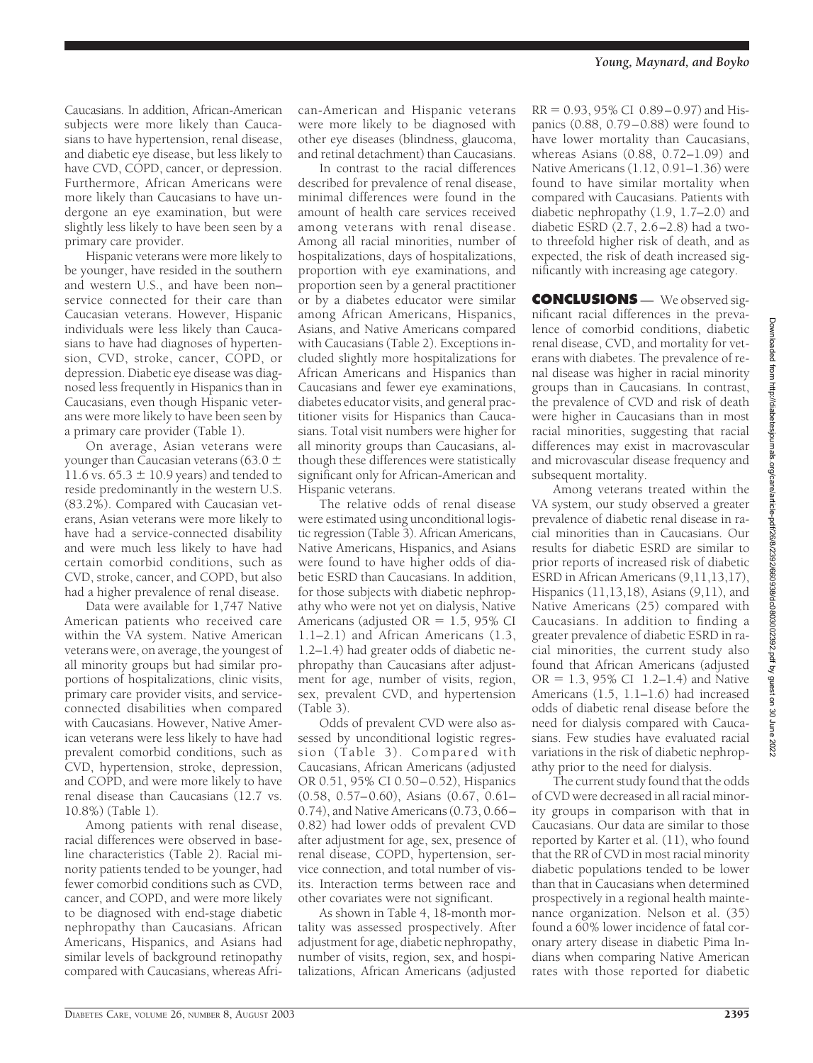Caucasians. In addition, African-American subjects were more likely than Caucasians to have hypertension, renal disease, and diabetic eye disease, but less likely to have CVD, COPD, cancer, or depression. Furthermore, African Americans were more likely than Caucasians to have undergone an eye examination, but were slightly less likely to have been seen by a primary care provider.

Hispanic veterans were more likely to be younger, have resided in the southern and western U.S., and have been non–service connected for their care than Caucasian veterans. However, Hispanic individuals were less likely than Caucasians to have had diagnoses of hypertension, CVD, stroke, cancer, COPD, or depression. Diabetic eye disease was diagnosed less frequently in Hispanics than in Caucasians, even though Hispanic veterans were more likely to have been seen by a primary care provider (Table 1).

On average, Asian veterans were younger than Caucasian veterans (63.0 ± 11.6 vs. 65.3 ± 10.9 years) and tended to reside predominantly in the western U.S. (83.2%). Compared with Caucasian veterans, Asian veterans were more likely to have had a service-connected disability and were much less likely to have had certain comorbid conditions, such as CVD, stroke, cancer, and COPD, but also had a higher prevalence of renal disease.

Data were available for 1,747 Native American patients who received care within the VA system. Native American veterans were, on average, the youngest of all minority groups but had similar proportions of hospitalizations, clinic visits, primary care provider visits, and service-connected disabilities when compared with Caucasians. However, Native American veterans were less likely to have had prevalent comorbid conditions, such as CVD, hypertension, stroke, depression, and COPD, and were more likely to have renal disease than Caucasians (12.7 vs. 10.8%) (Table 1).

Among patients with renal disease, racial differences were observed in baseline characteristics (Table 2). Racial minority patients tended to be younger, had fewer comorbid conditions such as CVD, cancer, and COPD, and were more likely to be diagnosed with end-stage diabetic nephropathy than Caucasians. African Americans, Hispanics, and Asians had similar levels of background retinopathy compared with Caucasians, whereas African-American and Hispanic veterans were more likely to be diagnosed with other eye diseases (blindness, glaucoma, and retinal detachment) than Caucasians.

In contrast to the racial differences described for prevalence of renal disease, minimal differences were found in the amount of health care services received among veterans with renal disease. Among all racial minorities, number of hospitalizations, days of hospitalizations, proportion with eye examinations, and proportion seen by a general practitioner or by a diabetes educator were similar among African Americans, Hispanics, Asians, and Native Americans compared with Caucasians (Table 2). Exceptions included slightly more hospitalizations for African Americans and Hispanics than Caucasians and fewer eye examinations, diabetes educator visits, and general practitioner visits for Hispanics than Caucasians. Total visit numbers were higher for all minority groups than Caucasians, although these differences were statistically significant only for African-American and Hispanic veterans.

The relative odds of renal disease were estimated using unconditional logistic regression (Table 3). African Americans, Native Americans, Hispanics, and Asians were found to have higher odds of diabetic ESRD than Caucasians. In addition, for those subjects with diabetic nephropathy who were not yet on dialysis, Native Americans (adjusted OR = 1.5, 95% CI 1.1–2.1) and African Americans (1.3, 1.2–1.4) had greater odds of diabetic nephropathy than Caucasians after adjustment for age, number of visits, region, sex, prevalent CVD, and hypertension (Table 3).

Odds of prevalent CVD were also assessed by unconditional logistic regression (Table 3). Compared with Caucasians, African Americans (adjusted OR 0.51, 95% CI 0.50–0.52), Hispanics (0.58, 0.57–0.60), Asians (0.67, 0.61–0.74), and Native Americans (0.73, 0.66–0.82) had lower odds of prevalent CVD after adjustment for age, sex, presence of renal disease, COPD, hypertension, service connection, and total number of visits. Interaction terms between race and other covariates were not significant.

As shown in Table 4, 18-month mortality was assessed prospectively. After adjustment for age, diabetic nephropathy, number of visits, region, sex, and hospitalizations, African Americans (adjusted RR = 0.93, 95% CI 0.89–0.97) and Hispanics (0.88, 0.79–0.88) were found to have lower mortality than Caucasians, whereas Asians (0.88, 0.72–1.09) and Native Americans (1.12, 0.91–1.36) were found to have similar mortality when compared with Caucasians. Patients with diabetic nephropathy (1.9, 1.7–2.0) and diabetic ESRD (2.7, 2.6–2.8) had a two- to threefold higher risk of death, and as expected, the risk of death increased significantly with increasing age category.

## CONCLUSIONS

We observed significant racial differences in the prevalence of comorbid conditions, diabetic renal disease, CVD, and mortality for veterans with diabetes. The prevalence of renal disease was higher in racial minority groups than in Caucasians. In contrast, the prevalence of CVD and risk of death were higher in Caucasians than in most racial minorities, suggesting that racial differences may exist in macrovascular and microvascular disease frequency and subsequent mortality.

Among veterans treated within the VA system, our study observed a greater prevalence of diabetic renal disease in racial minorities than in Caucasians. Our results for diabetic ESRD are similar to prior reports of increased risk of diabetic ESRD in African Americans (9,11,13,17), Hispanics (11,13,18), Asians (9,11), and Native Americans (25) compared with Caucasians. In addition to finding a greater prevalence of diabetic ESRD in racial minorities, the current study also found that African Americans (adjusted OR = 1.3, 95% CI 1.2–1.4) and Native Americans (1.5, 1.1–1.6) had increased odds of diabetic renal disease before the need for dialysis compared with Caucasians. Few studies have evaluated racial variations in the risk of diabetic nephropathy prior to the need for dialysis.

The current study found that the odds of CVD were decreased in all racial minority groups in comparison with that in Caucasians. Our data are similar to those reported by Karter et al. (11), who found that the RR of CVD in most racial minority diabetic populations tended to be lower than that in Caucasians when determined prospectively in a regional health maintenance organization. Nelson et al. (35) found a 60% lower incidence of fatal coronary artery disease in diabetic Pima Indians when comparing Native American rates with those reported for diabetic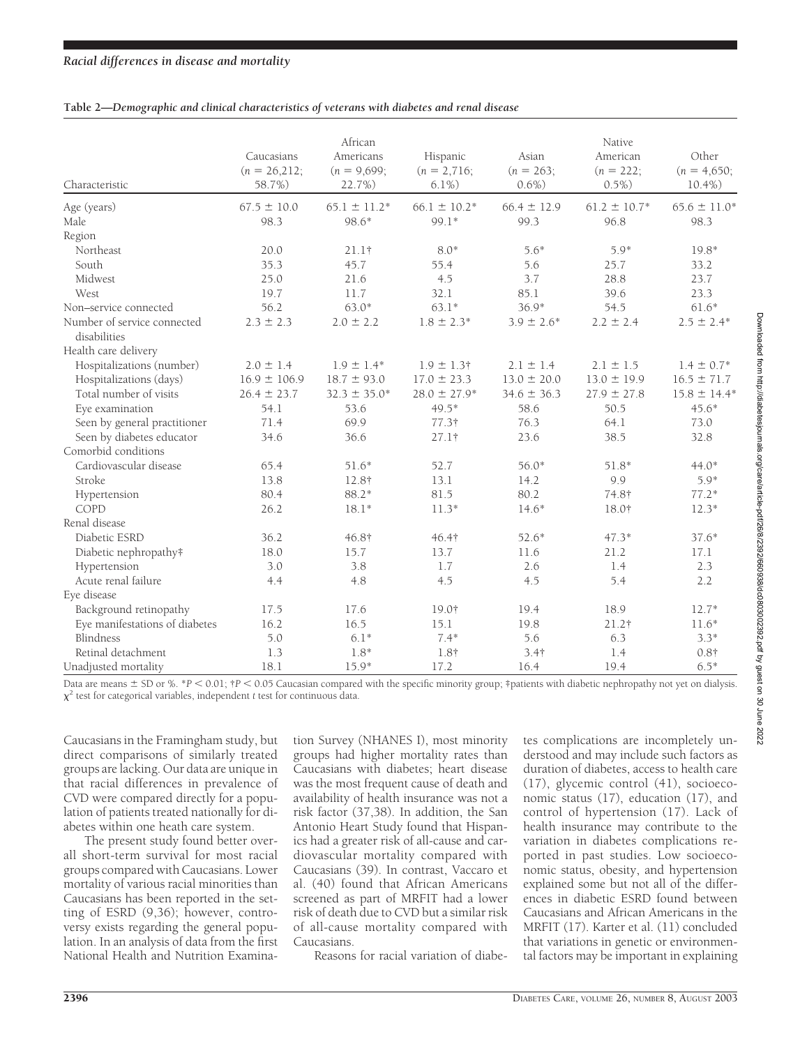**Table 2—*Demographic and clinical characteristics of veterans with diabetes and renal disease***

| Characteristic | Caucasians ($n$ = 26,212; 58.7%) | African Americans ($n$ = 9,699; 22.7%) | Hispanic ($n$ = 2,716; 6.1%) | Asian ($n$ = 263; 0.6%) | Native American ($n$ = 222; 0.5%) | Other ($n$ = 4,650; 10.4%) |
|---|---|---|---|---|---|---|
| Age (years) | 67.5 ± 10.0 | 65.1 ± 11.2* | 66.1 ± 10.2* | 66.4 ± 12.9 | 61.2 ± 10.7* | 65.6 ± 11.0* |
| Male | 98.3 | 98.6* | 99.1* | 99.3 | 96.8 | 98.3 |
| Region | | | | | | |
| Northeast | 20.0 | 21.1† | 8.0* | 5.6* | 5.9* | 19.8* |
| South | 35.3 | 45.7 | 55.4 | 5.6 | 25.7 | 33.2 |
| Midwest | 25.0 | 21.6 | 4.5 | 3.7 | 28.8 | 23.7 |
| West | 19.7 | 11.7 | 32.1 | 85.1 | 39.6 | 23.3 |
| Non–service connected | 56.2 | 63.0* | 63.1* | 36.9* | 54.5 | 61.6* |
| Number of service connected disabilities | 2.3 ± 2.3 | 2.0 ± 2.2 | 1.8 ± 2.3* | 3.9 ± 2.6* | 2.2 ± 2.4 | 2.5 ± 2.4* |
| Health care delivery | | | | | | |
| Hospitalizations (number) | 2.0 ± 1.4 | 1.9 ± 1.4* | 1.9 ± 1.3† | 2.1 ± 1.4 | 2.1 ± 1.5 | 1.4 ± 0.7* |
| Hospitalizations (days) | 16.9 ± 106.9 | 18.7 ± 93.0 | 17.0 ± 23.3 | 13.0 ± 20.0 | 13.0 ± 19.9 | 16.5 ± 71.7 |
| Total number of visits | 26.4 ± 23.7 | 32.3 ± 35.0* | 28.0 ± 27.9* | 34.6 ± 36.3 | 27.9 ± 27.8 | 15.8 ± 14.4* |
| Eye examination | 54.1 | 53.6 | 49.5* | 58.6 | 50.5 | 45.6* |
| Seen by general practitioner | 71.4 | 69.9 | 77.3† | 76.3 | 64.1 | 73.0 |
| Seen by diabetes educator | 34.6 | 36.6 | 27.1† | 23.6 | 38.5 | 32.8 |
| Comorbid conditions | | | | | | |
| Cardiovascular disease | 65.4 | 51.6* | 52.7 | 56.0* | 51.8* | 44.0* |
| Stroke | 13.8 | 12.8† | 13.1 | 14.2 | 9.9 | 5.9* |
| Hypertension | 80.4 | 88.2* | 81.5 | 80.2 | 74.8† | 77.2* |
| COPD | 26.2 | 18.1* | 11.3* | 14.6* | 18.0† | 12.3* |
| Renal disease | | | | | | |
| Diabetic ESRD | 36.2 | 46.8† | 46.4† | 52.6* | 47.3* | 37.6* |
| Diabetic nephropathy‡ | 18.0 | 15.7 | 13.7 | 11.6 | 21.2 | 17.1 |
| Hypertension | 3.0 | 3.8 | 1.7 | 2.6 | 1.4 | 2.3 |
| Acute renal failure | 4.4 | 4.8 | 4.5 | 4.5 | 5.4 | 2.2 |
| Eye disease | | | | | | |
| Background retinopathy | 17.5 | 17.6 | 19.0† | 19.4 | 18.9 | 12.7* |
| Eye manifestations of diabetes | 16.2 | 16.5 | 15.1 | 19.8 | 21.2† | 11.6* |
| Blindness | 5.0 | 6.1* | 7.4* | 5.6 | 6.3 | 3.3* |
| Retinal detachment | 1.3 | 1.8* | 1.8† | 3.4† | 1.4 | 0.8† |
| Unadjusted mortality | 18.1 | 15.9* | 17.2 | 16.4 | 19.4 | 6.5* |

Data are means ± SD or %. *$P < 0.01$; †$P < 0.05$ Caucasian compared with the specific minority group; ‡patients with diabetic nephropathy not yet on dialysis. $\chi^2$ test for categorical variables, independent $t$ test for continuous data.

Caucasians in the Framingham study, but direct comparisons of similarly treated groups are lacking. Our data are unique in that racial differences in prevalence of CVD were compared directly for a population of patients treated nationally for diabetes within one heath care system.

The present study found better overall short-term survival for most racial groups compared with Caucasians. Lower mortality of various racial minorities than Caucasians has been reported in the setting of ESRD (9,36); however, controversy exists regarding the general population. In an analysis of data from the first National Health and Nutrition Examination Survey (NHANES I), most minority groups had higher mortality rates than Caucasians with diabetes; heart disease was the most frequent cause of death and availability of health insurance was not a risk factor (37,38). In addition, the San Antonio Heart Study found that Hispanics had a greater risk of all-cause and cardiovascular mortality compared with Caucasians (39). In contrast, Vaccaro et al. (40) found that African Americans screened as part of MRFIT had a lower risk of death due to CVD but a similar risk of all-cause mortality compared with Caucasians.

Reasons for racial variation of diabetes complications are incompletely understood and may include such factors as duration of diabetes, access to health care (17), glycemic control (41), socioeconomic status (17), education (17), and control of hypertension (17). Lack of health insurance may contribute to the variation in diabetes complications reported in past studies. Low socioeconomic status, obesity, and hypertension explained some but not all of the differences in diabetic ESRD found between Caucasians and African Americans in the MRFIT (17). Karter et al. (11) concluded that variations in genetic or environmental factors may be important in explaining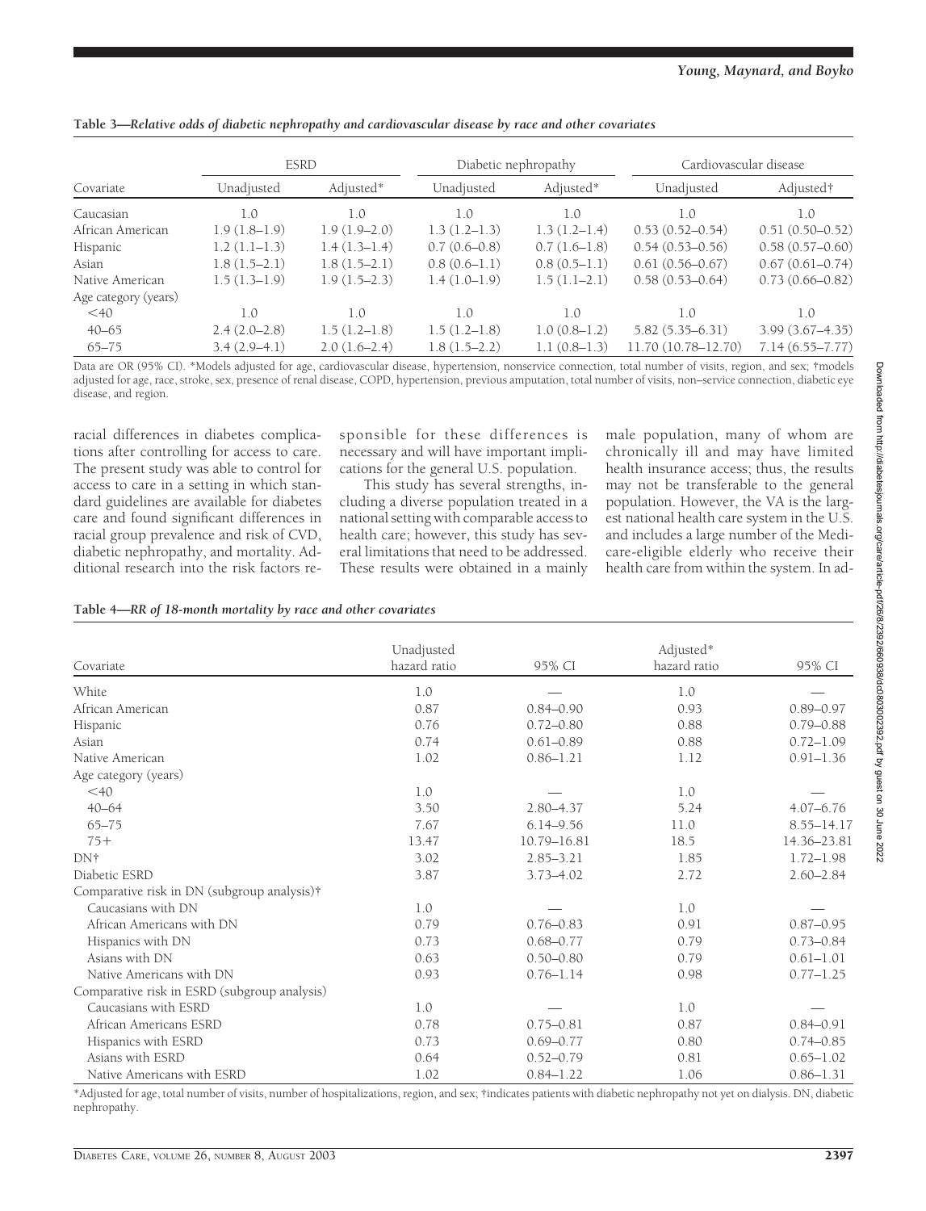**Table 3—Relative odds of diabetic nephropathy and cardiovascular disease by race and other covariates**

| Covariate | ESRD | | Diabetic nephropathy | | Cardiovascular disease | |
|---|---|---|---|---|---|---|
| | Unadjusted | Adjusted* | Unadjusted | Adjusted* | Unadjusted | Adjusted† |
| Caucasian | 1.0 | 1.0 | 1.0 | 1.0 | 1.0 | 1.0 |
| African American | 1.9 (1.8–1.9) | 1.9 (1.9–2.0) | 1.3 (1.2–1.3) | 1.3 (1.2–1.4) | 0.53 (0.52–0.54) | 0.51 (0.50–0.52) |
| Hispanic | 1.2 (1.1–1.3) | 1.4 (1.3–1.4) | 0.7 (0.6–0.8) | 0.7 (1.6–1.8) | 0.54 (0.53–0.56) | 0.58 (0.57–0.60) |
| Asian | 1.8 (1.5–2.1) | 1.8 (1.5–2.1) | 0.8 (0.6–1.1) | 0.8 (0.5–1.1) | 0.61 (0.56–0.67) | 0.67 (0.61–0.74) |
| Native American | 1.5 (1.3–1.9) | 1.9 (1.5–2.3) | 1.4 (1.0–1.9) | 1.5 (1.1–2.1) | 0.58 (0.53–0.64) | 0.73 (0.66–0.82) |
| Age category (years) | | | | | | |
| <40 | 1.0 | 1.0 | 1.0 | 1.0 | 1.0 | 1.0 |
| 40–65 | 2.4 (2.0–2.8) | 1.5 (1.2–1.8) | 1.5 (1.2–1.8) | 1.0 (0.8–1.2) | 5.82 (5.35–6.31) | 3.99 (3.67–4.35) |
| 65–75 | 3.4 (2.9–4.1) | 2.0 (1.6–2.4) | 1.8 (1.5–2.2) | 1.1 (0.8–1.3) | 11.70 (10.78–12.70) | 7.14 (6.55–7.77) |

Data are OR (95% CI). *Models adjusted for age, cardiovascular disease, hypertension, nonservice connection, total number of visits, region, and sex; †models adjusted for age, race, stroke, sex, presence of renal disease, COPD, hypertension, previous amputation, total number of visits, non–service connection, diabetic eye disease, and region.

racial differences in diabetes complications after controlling for access to care. The present study was able to control for access to care in a setting in which standard guidelines are available for diabetes care and found significant differences in racial group prevalence and risk of CVD, diabetic nephropathy, and mortality. Additional research into the risk factors responsible for these differences is necessary and will have important implications for the general U.S. population.

This study has several strengths, including a diverse population treated in a national setting with comparable access to health care; however, this study has several limitations that need to be addressed. These results were obtained in a mainly male population, many of whom are chronically ill and may have limited health insurance access; thus, the results may not be transferable to the general population. However, the VA is the largest national health care system in the U.S. and includes a large number of the Medicare-eligible elderly who receive their health care from within the system. In ad-

**Table 4—RR of 18-month mortality by race and other covariates**

| Covariate | Unadjusted hazard ratio | 95% CI | Adjusted* hazard ratio | 95% CI |
|---|---|---|---|---|
| White | 1.0 | — | 1.0 | — |
| African American | 0.87 | 0.84–0.90 | 0.93 | 0.89–0.97 |
| Hispanic | 0.76 | 0.72–0.80 | 0.88 | 0.79–0.88 |
| Asian | 0.74 | 0.61–0.89 | 0.88 | 0.72–1.09 |
| Native American | 1.02 | 0.86–1.21 | 1.12 | 0.91–1.36 |
| Age category (years) | | | | |
| <40 | 1.0 | — | 1.0 | — |
| 40–64 | 3.50 | 2.80–4.37 | 5.24 | 4.07–6.76 |
| 65–75 | 7.67 | 6.14–9.56 | 11.0 | 8.55–14.17 |
| 75+ | 13.47 | 10.79–16.81 | 18.5 | 14.36–23.81 |
| DN† | 3.02 | 2.85–3.21 | 1.85 | 1.72–1.98 |
| Diabetic ESRD | 3.87 | 3.73–4.02 | 2.72 | 2.60–2.84 |
| Comparative risk in DN (subgroup analysis)† | | | | |
| Caucasians with DN | 1.0 | — | 1.0 | — |
| African Americans with DN | 0.79 | 0.76–0.83 | 0.91 | 0.87–0.95 |
| Hispanics with DN | 0.73 | 0.68–0.77 | 0.79 | 0.73–0.84 |
| Asians with DN | 0.63 | 0.50–0.80 | 0.79 | 0.61–1.01 |
| Native Americans with DN | 0.93 | 0.76–1.14 | 0.98 | 0.77–1.25 |
| Comparative risk in ESRD (subgroup analysis) | | | | |
| Caucasians with ESRD | 1.0 | — | 1.0 | — |
| African Americans ESRD | 0.78 | 0.75–0.81 | 0.87 | 0.84–0.91 |
| Hispanics with ESRD | 0.73 | 0.69–0.77 | 0.80 | 0.74–0.85 |
| Asians with ESRD | 0.64 | 0.52–0.79 | 0.81 | 0.65–1.02 |
| Native Americans with ESRD | 1.02 | 0.84–1.22 | 1.06 | 0.86–1.31 |

*Adjusted for age, total number of visits, number of hospitalizations, region, and sex; †indicates patients with diabetic nephropathy not yet on dialysis. DN, diabetic nephropathy.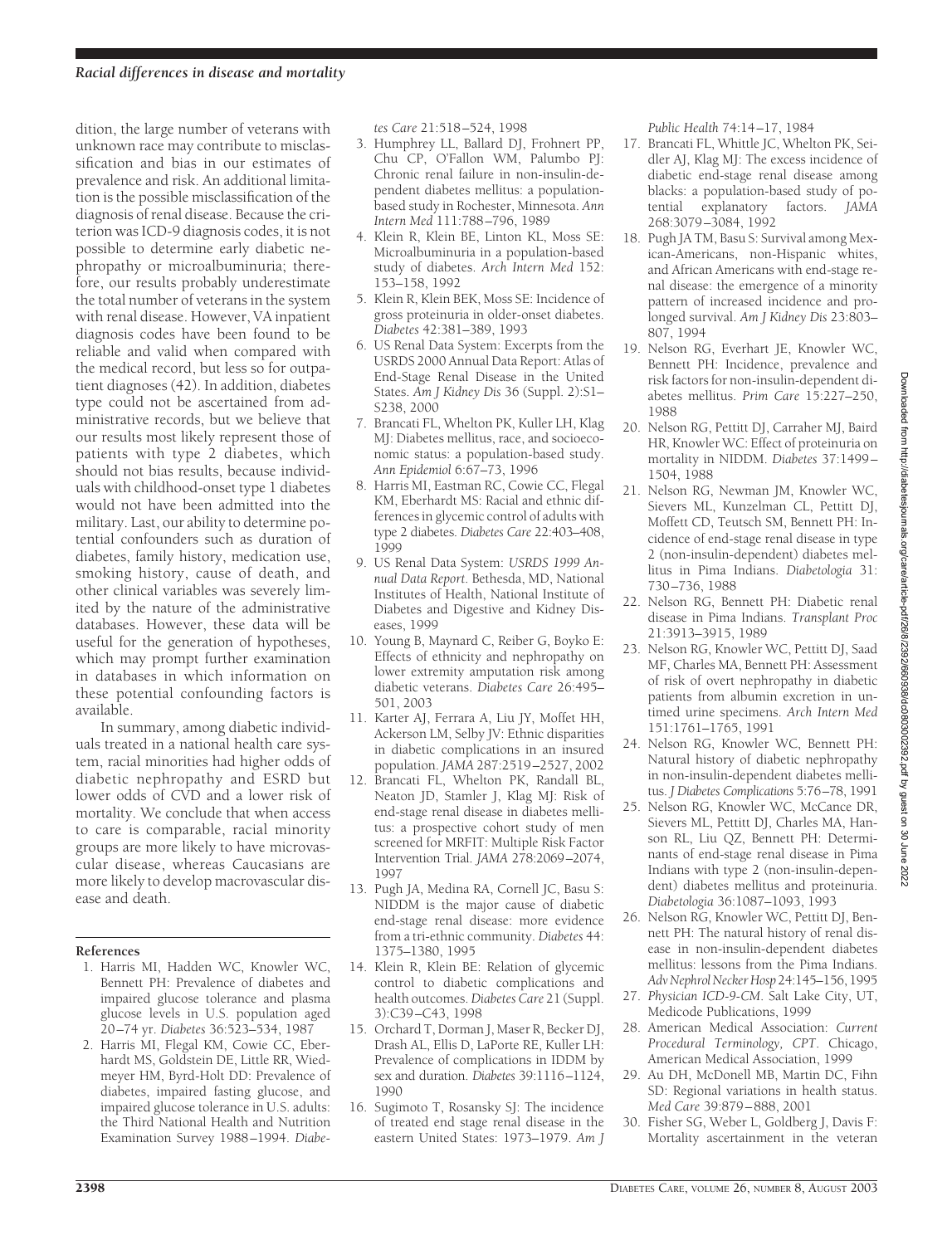dition, the large number of veterans with unknown race may contribute to misclassification and bias in our estimates of prevalence and risk. An additional limitation is the possible misclassification of the diagnosis of renal disease. Because the criterion was ICD-9 diagnosis codes, it is not possible to determine early diabetic nephropathy or microalbuminuria; therefore, our results probably underestimate the total number of veterans in the system with renal disease. However, VA inpatient diagnosis codes have been found to be reliable and valid when compared with the medical record, but less so for outpatient diagnoses (42). In addition, diabetes type could not be ascertained from administrative records, but we believe that our results most likely represent those of patients with type 2 diabetes, which should not bias results, because individuals with childhood-onset type 1 diabetes would not have been admitted into the military. Last, our ability to determine potential confounders such as duration of diabetes, family history, medication use, smoking history, cause of death, and other clinical variables was severely limited by the nature of the administrative databases. However, these data will be useful for the generation of hypotheses, which may prompt further examination in databases in which information on these potential confounding factors is available.

In summary, among diabetic individuals treated in a national health care system, racial minorities had higher odds of diabetic nephropathy and ESRD but lower odds of CVD and a lower risk of mortality. We conclude that when access to care is comparable, racial minority groups are more likely to have microvascular disease, whereas Caucasians are more likely to develop macrovascular disease and death.

## References

1. Harris MI, Hadden WC, Knowler WC, Bennett PH: Prevalence of diabetes and impaired glucose tolerance and plasma glucose levels in U.S. population aged 20–74 yr. *Diabetes* 36:523–534, 1987
2. Harris MI, Flegal KM, Cowie CC, Eberhardt MS, Goldstein DE, Little RR, Wiedmeyer HM, Byrd-Holt DD: Prevalence of diabetes, impaired fasting glucose, and impaired glucose tolerance in U.S. adults: the Third National Health and Nutrition Examination Survey 1988–1994. *Diabetes Care* 21:518–524, 1998
3. Humphrey LL, Ballard DJ, Frohnert PP, Chu CP, O'Fallon WM, Palumbo PJ: Chronic renal failure in non-insulin-dependent diabetes mellitus: a population-based study in Rochester, Minnesota. *Ann Intern Med* 111:788–796, 1989
4. Klein R, Klein BE, Linton KL, Moss SE: Microalbuminuria in a population-based study of diabetes. *Arch Intern Med* 152: 153–158, 1992
5. Klein R, Klein BEK, Moss SE: Incidence of gross proteinuria in older-onset diabetes. *Diabetes* 42:381–389, 1993
6. US Renal Data System: Excerpts from the USRDS 2000 Annual Data Report: Atlas of End-Stage Renal Disease in the United States. *Am J Kidney Dis* 36 (Suppl. 2):S1–S238, 2000
7. Brancati FL, Whelton PK, Kuller LH, Klag MJ: Diabetes mellitus, race, and socioeconomic status: a population-based study. *Ann Epidemiol* 6:67–73, 1996
8. Harris MI, Eastman RC, Cowie CC, Flegal KM, Eberhardt MS: Racial and ethnic differences in glycemic control of adults with type 2 diabetes. *Diabetes Care* 22:403–408, 1999
9. US Renal Data System: *USRDS 1999 Annual Data Report*. Bethesda, MD, National Institutes of Health, National Institute of Diabetes and Digestive and Kidney Diseases, 1999
10. Young B, Maynard C, Reiber G, Boyko E: Effects of ethnicity and nephropathy on lower extremity amputation risk among diabetic veterans. *Diabetes Care* 26:495–501, 2003
11. Karter AJ, Ferrara A, Liu JY, Moffet HH, Ackerson LM, Selby JV: Ethnic disparities in diabetic complications in an insured population. *JAMA* 287:2519–2527, 2002
12. Brancati FL, Whelton PK, Randall BL, Neaton JD, Stamler J, Klag MJ: Risk of end-stage renal disease in diabetes mellitus: a prospective cohort study of men screened for MRFIT: Multiple Risk Factor Intervention Trial. *JAMA* 278:2069–2074, 1997
13. Pugh JA, Medina RA, Cornell JC, Basu S: NIDDM is the major cause of diabetic end-stage renal disease: more evidence from a tri-ethnic community. *Diabetes* 44: 1375–1380, 1995
14. Klein R, Klein BE: Relation of glycemic control to diabetic complications and health outcomes. *Diabetes Care* 21 (Suppl. 3):C39–C43, 1998
15. Orchard T, Dorman J, Maser R, Becker DJ, Drash AL, Ellis D, LaPorte RE, Kuller LH: Prevalence of complications in IDDM by sex and duration. *Diabetes* 39:1116–1124, 1990
16. Sugimoto T, Rosansky SJ: The incidence of treated end stage renal disease in the eastern United States: 1973–1979. *Am J Public Health* 74:14–17, 1984
17. Brancati FL, Whittle JC, Whelton PK, Seidler AJ, Klag MJ: The excess incidence of diabetic end-stage renal disease among blacks: a population-based study of potential explanatory factors. *JAMA* 268:3079–3084, 1992
18. Pugh JA TM, Basu S: Survival among Mexican-Americans, non-Hispanic whites, and African Americans with end-stage renal disease: the emergence of a minority pattern of increased incidence and prolonged survival. *Am J Kidney Dis* 23:803–807, 1994
19. Nelson RG, Everhart JE, Knowler WC, Bennett PH: Incidence, prevalence and risk factors for non-insulin-dependent diabetes mellitus. *Prim Care* 15:227–250, 1988
20. Nelson RG, Pettitt DJ, Carraher MJ, Baird HR, Knowler WC: Effect of proteinuria on mortality in NIDDM. *Diabetes* 37:1499–1504, 1988
21. Nelson RG, Newman JM, Knowler WC, Sievers ML, Kunzelman CL, Pettitt DJ, Moffett CD, Teutsch SM, Bennett PH: Incidence of end-stage renal disease in type 2 (non-insulin-dependent) diabetes mellitus in Pima Indians. *Diabetologia* 31: 730–736, 1988
22. Nelson RG, Bennett PH: Diabetic renal disease in Pima Indians. *Transplant Proc* 21:3913–3915, 1989
23. Nelson RG, Knowler WC, Pettitt DJ, Saad MF, Charles MA, Bennett PH: Assessment of risk of overt nephropathy in diabetic patients from albumin excretion in untimed urine specimens. *Arch Intern Med* 151:1761–1765, 1991
24. Nelson RG, Knowler WC, Bennett PH: Natural history of diabetic nephropathy in non-insulin-dependent diabetes mellitus. *J Diabetes Complications* 5:76–78, 1991
25. Nelson RG, Knowler WC, McCance DR, Sievers ML, Pettitt DJ, Charles MA, Hanson RL, Liu QZ, Bennett PH: Determinants of end-stage renal disease in Pima Indians with type 2 (non-insulin-dependent) diabetes mellitus and proteinuria. *Diabetologia* 36:1087–1093, 1993
26. Nelson RG, Knowler WC, Pettitt DJ, Bennett PH: The natural history of renal disease in non-insulin-dependent diabetes mellitus: lessons from the Pima Indians. *Adv Nephrol Necker Hosp* 24:145–156, 1995
27. *Physician ICD-9-CM*. Salt Lake City, UT, Medicode Publications, 1999
28. American Medical Association: *Current Procedural Terminology, CPT*. Chicago, American Medical Association, 1999
29. Au DH, McDonell MB, Martin DC, Fihn SD: Regional variations in health status. *Med Care* 39:879–888, 2001
30. Fisher SG, Weber L, Goldberg J, Davis F: Mortality ascertainment in the veteran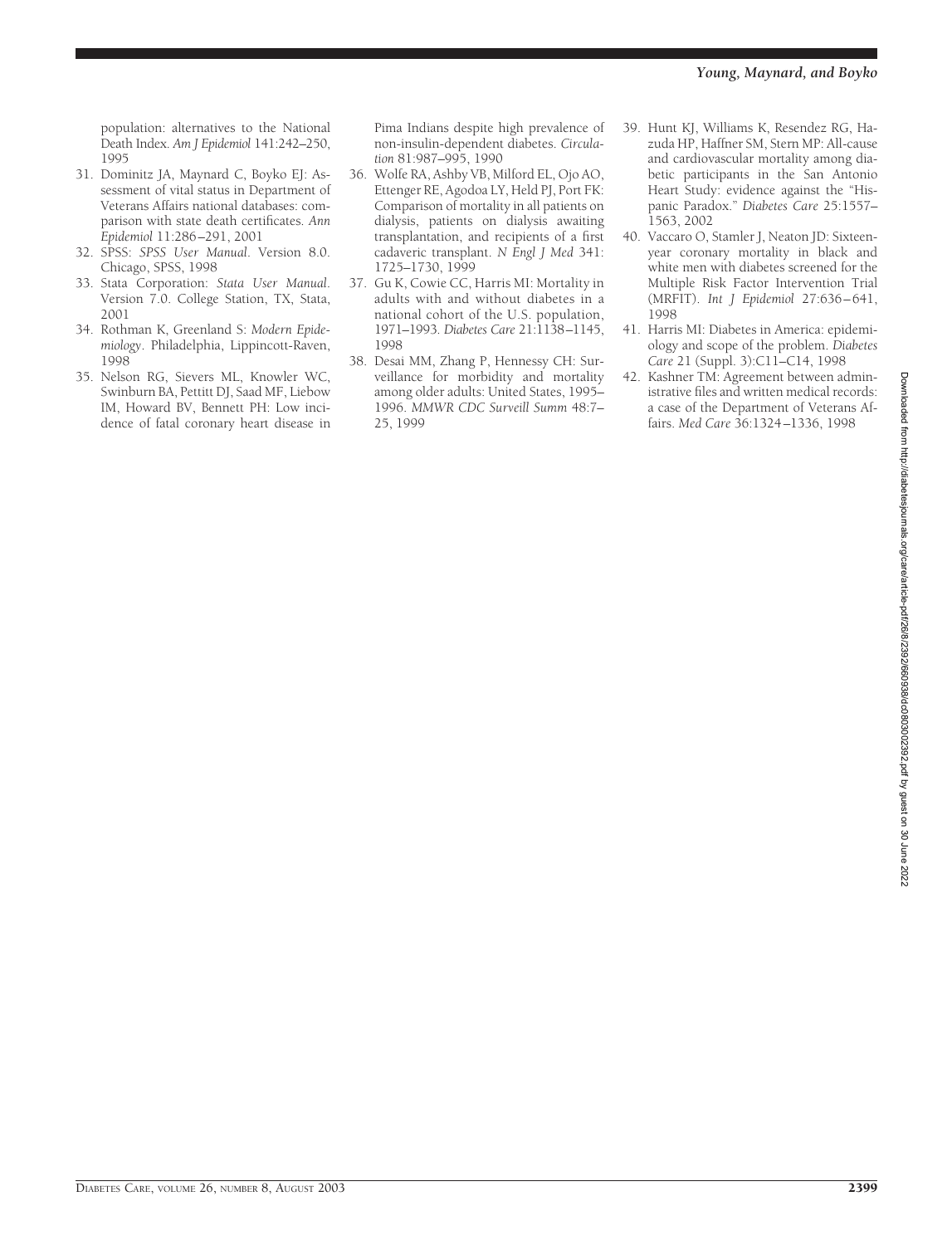population: alternatives to the National Death Index. *Am J Epidemiol* 141:242–250, 1995

31. Dominitz JA, Maynard C, Boyko EJ: Assessment of vital status in Department of Veterans Affairs national databases: comparison with state death certificates. *Ann Epidemiol* 11:286–291, 2001
32. SPSS: *SPSS User Manual*. Version 8.0. Chicago, SPSS, 1998
33. Stata Corporation: *Stata User Manual*. Version 7.0. College Station, TX, Stata, 2001
34. Rothman K, Greenland S: *Modern Epidemiology*. Philadelphia, Lippincott-Raven, 1998
35. Nelson RG, Sievers ML, Knowler WC, Swinburn BA, Pettitt DJ, Saad MF, Liebow IM, Howard BV, Bennett PH: Low incidence of fatal coronary heart disease in Pima Indians despite high prevalence of non-insulin-dependent diabetes. *Circulation* 81:987–995, 1990
36. Wolfe RA, Ashby VB, Milford EL, Ojo AO, Ettenger RE, Agodoa LY, Held PJ, Port FK: Comparison of mortality in all patients on dialysis, patients on dialysis awaiting transplantation, and recipients of a first cadaveric transplant. *N Engl J Med* 341: 1725–1730, 1999
37. Gu K, Cowie CC, Harris MI: Mortality in adults with and without diabetes in a national cohort of the U.S. population, 1971–1993. *Diabetes Care* 21:1138–1145, 1998
38. Desai MM, Zhang P, Hennessy CH: Surveillance for morbidity and mortality among older adults: United States, 1995–1996. *MMWR CDC Surveill Summ* 48:7–25, 1999
39. Hunt KJ, Williams K, Resendez RG, Hazuda HP, Haffner SM, Stern MP: All-cause and cardiovascular mortality among diabetic participants in the San Antonio Heart Study: evidence against the "Hispanic Paradox." *Diabetes Care* 25:1557–1563, 2002
40. Vaccaro O, Stamler J, Neaton JD: Sixteen-year coronary mortality in black and white men with diabetes screened for the Multiple Risk Factor Intervention Trial (MRFIT). *Int J Epidemiol* 27:636–641, 1998
41. Harris MI: Diabetes in America: epidemiology and scope of the problem. *Diabetes Care* 21 (Suppl. 3):C11–C14, 1998
42. Kashner TM: Agreement between administrative files and written medical records: a case of the Department of Veterans Affairs. *Med Care* 36:1324–1336, 1998